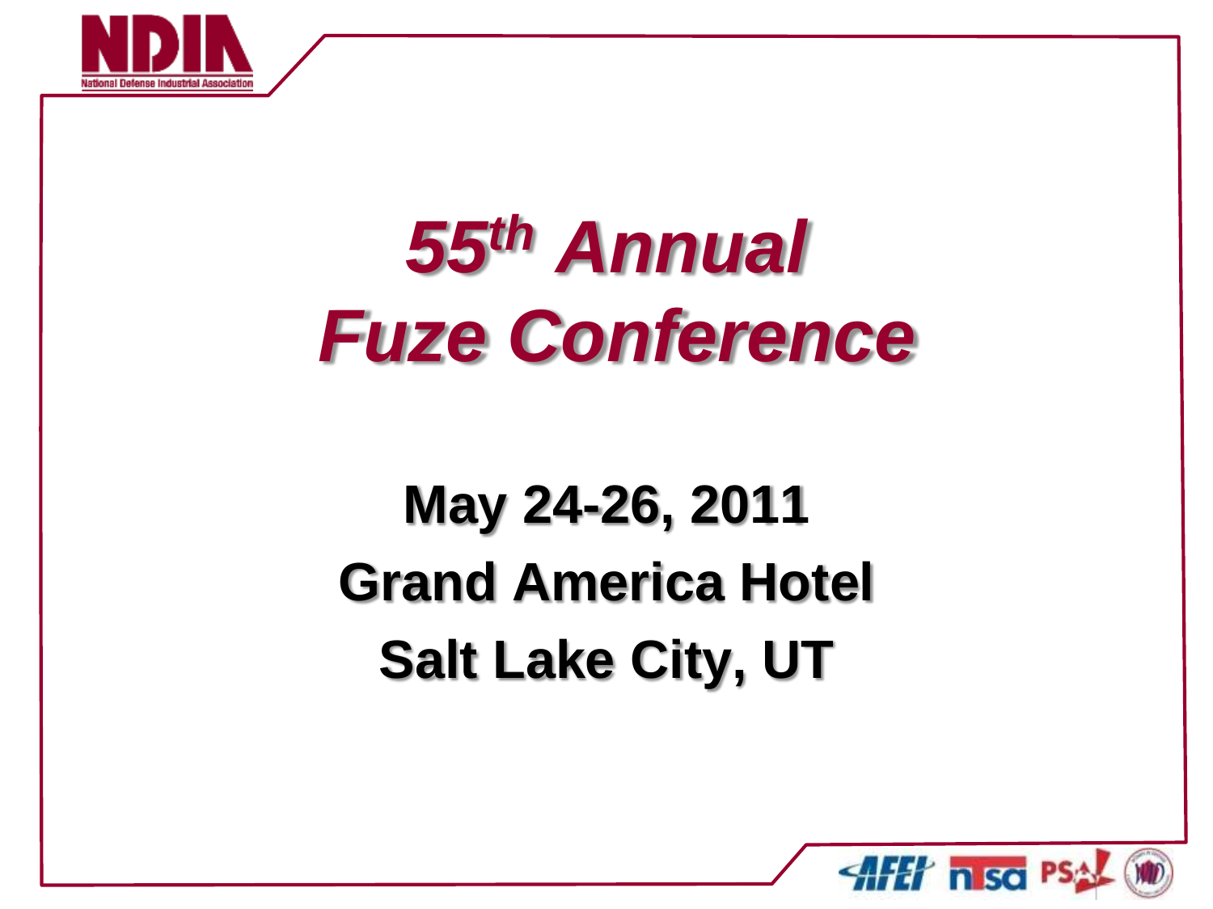# 55th Annual Fuze Conference

**May 24-26, 2011**

**Grand America Hotel**

**Salt Lake City, UT**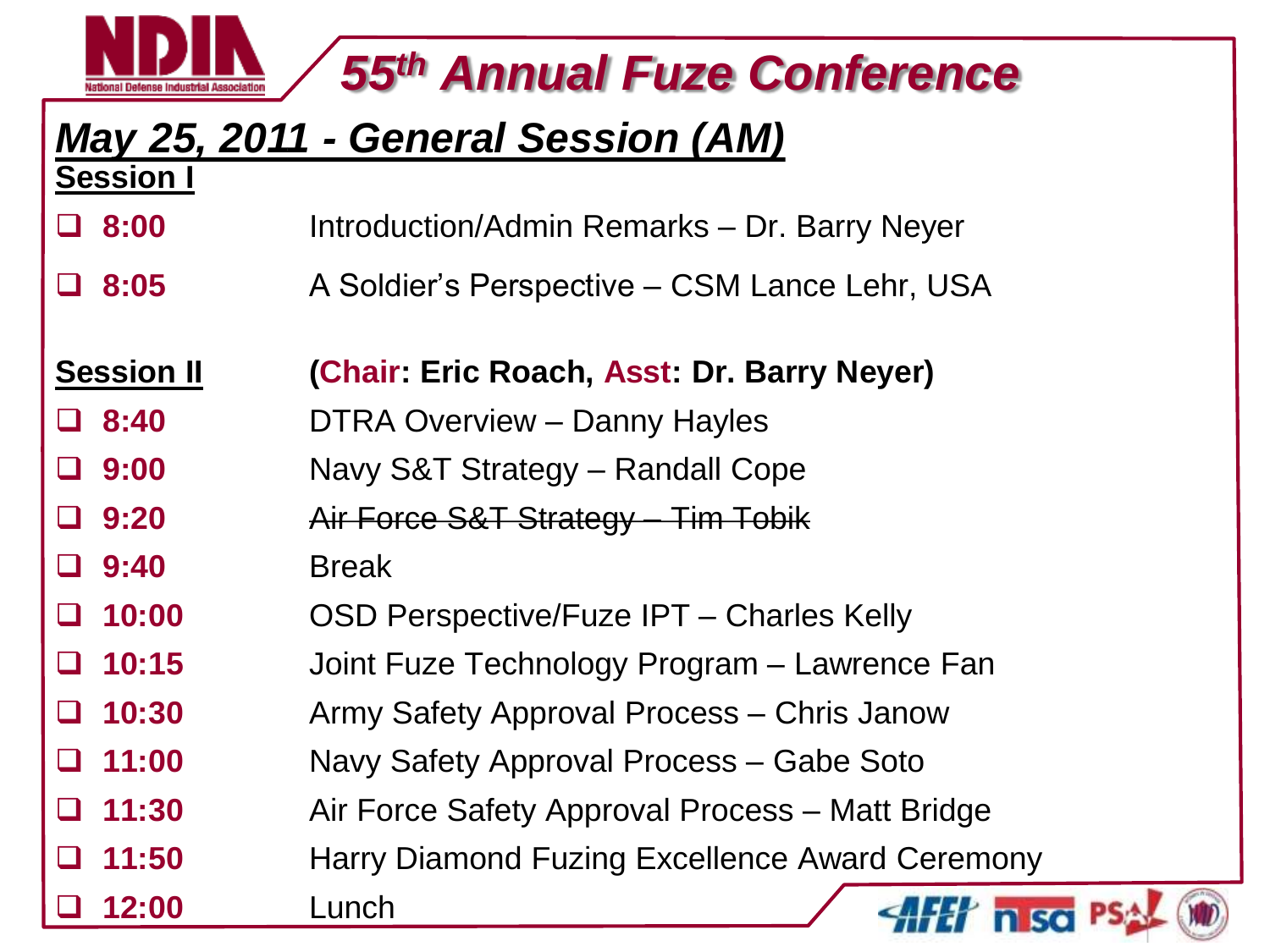# 55th Annual Fuze Conference

## *May 25, 2011 - General Session (AM)*

**Session I**

- **8:00** Introduction/Admin Remarks – Dr. Barry Neyer
- **8:05** A Soldier's Perspective – CSM Lance Lehr, USA

**Session II** **(Chair: Eric Roach, Asst: Dr. Barry Neyer)**

- **8:40** DTRA Overview – Danny Hayles
- **9:00** Navy S&T Strategy – Randall Cope
- **9:20** ~~Air Force S&T Strategy – Tim Tobik~~
- **9:40** Break
- **10:00** OSD Perspective/Fuze IPT – Charles Kelly
- **10:15** Joint Fuze Technology Program – Lawrence Fan
- **10:30** Army Safety Approval Process – Chris Janow
- **11:00** Navy Safety Approval Process – Gabe Soto
- **11:30** Air Force Safety Approval Process – Matt Bridge
- **11:50** Harry Diamond Fuzing Excellence Award Ceremony
- **12:00** Lunch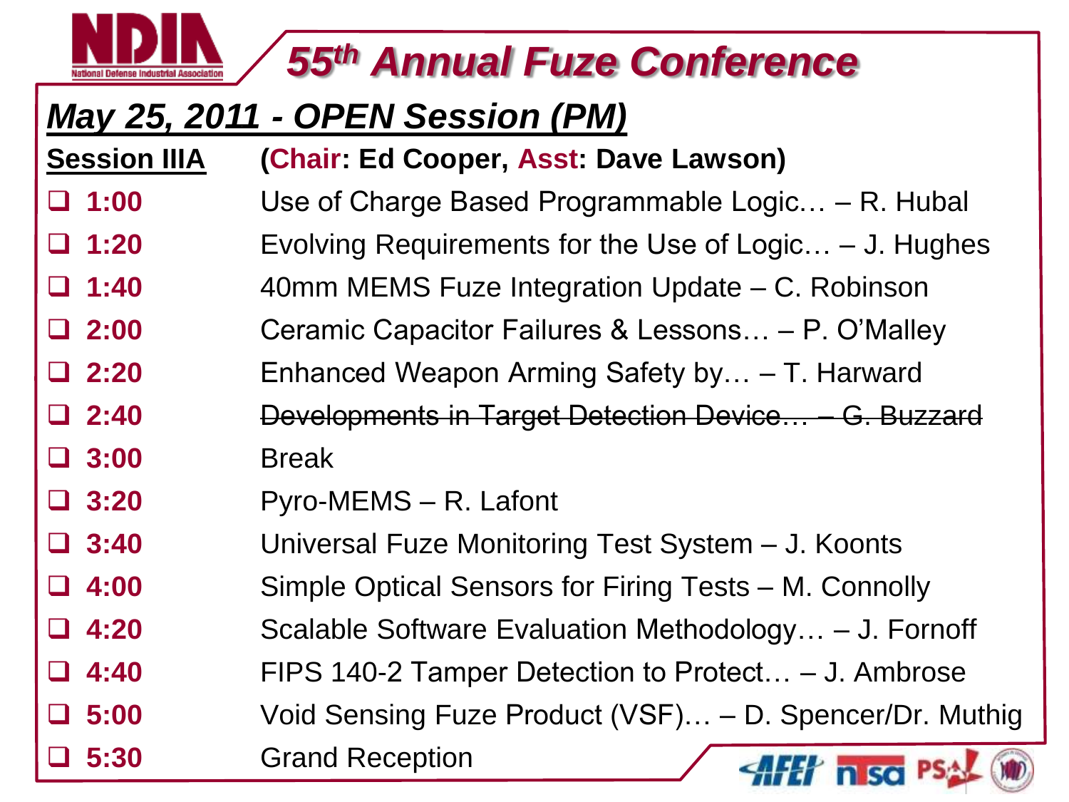# 55th Annual Fuze Conference

## *May 25, 2011 - OPEN Session (PM)*

**Session IIIA** **(Chair: Ed Cooper, Asst: Dave Lawson)**

- **1:00** Use of Charge Based Programmable Logic… – R. Hubal
- **1:20** Evolving Requirements for the Use of Logic… – J. Hughes
- **1:40** 40mm MEMS Fuze Integration Update – C. Robinson
- **2:00** Ceramic Capacitor Failures & Lessons… – P. O'Malley
- **2:20** Enhanced Weapon Arming Safety by… – T. Harward
- **2:40** ~~Developments in Target Detection Device… – G. Buzzard~~
- **3:00** Break
- **3:20** Pyro-MEMS – R. Lafont
- **3:40** Universal Fuze Monitoring Test System – J. Koonts
- **4:00** Simple Optical Sensors for Firing Tests – M. Connolly
- **4:20** Scalable Software Evaluation Methodology… – J. Fornoff
- **4:40** FIPS 140-2 Tamper Detection to Protect… – J. Ambrose
- **5:00** Void Sensing Fuze Product (VSF)… – D. Spencer/Dr. Muthig
- **5:30** Grand Reception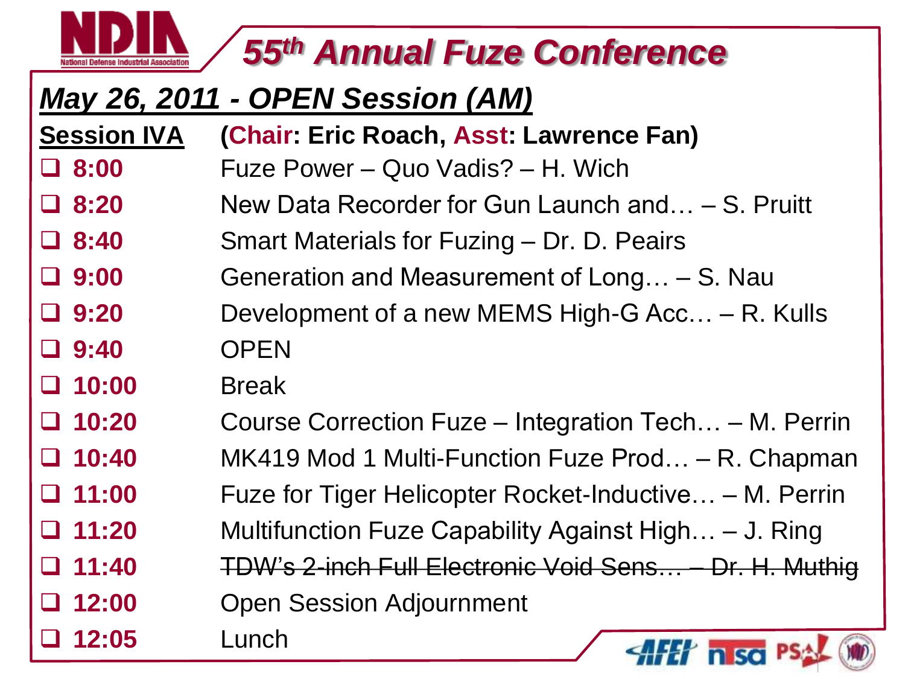# 55th Annual Fuze Conference

## May 26, 2011 - OPEN Session (AM)

**Session IVA** **(Chair: Eric Roach, Asst: Lawrence Fan)**

- **8:00** Fuze Power – Quo Vadis? – H. Wich
- **8:20** New Data Recorder for Gun Launch and… – S. Pruitt
- **8:40** Smart Materials for Fuzing – Dr. D. Peairs
- **9:00** Generation and Measurement of Long… – S. Nau
- **9:20** Development of a new MEMS High-G Acc… – R. Kulls
- **9:40** OPEN
- **10:00** Break
- **10:20** Course Correction Fuze – Integration Tech… – M. Perrin
- **10:40** MK419 Mod 1 Multi-Function Fuze Prod… – R. Chapman
- **11:00** Fuze for Tiger Helicopter Rocket-Inductive… – M. Perrin
- **11:20** Multifunction Fuze Capability Against High… – J. Ring
- **11:40** ~~TDW's 2-inch Full Electronic Void Sens… – Dr. H. Muthig~~
- **12:00** Open Session Adjournment
- **12:05** Lunch